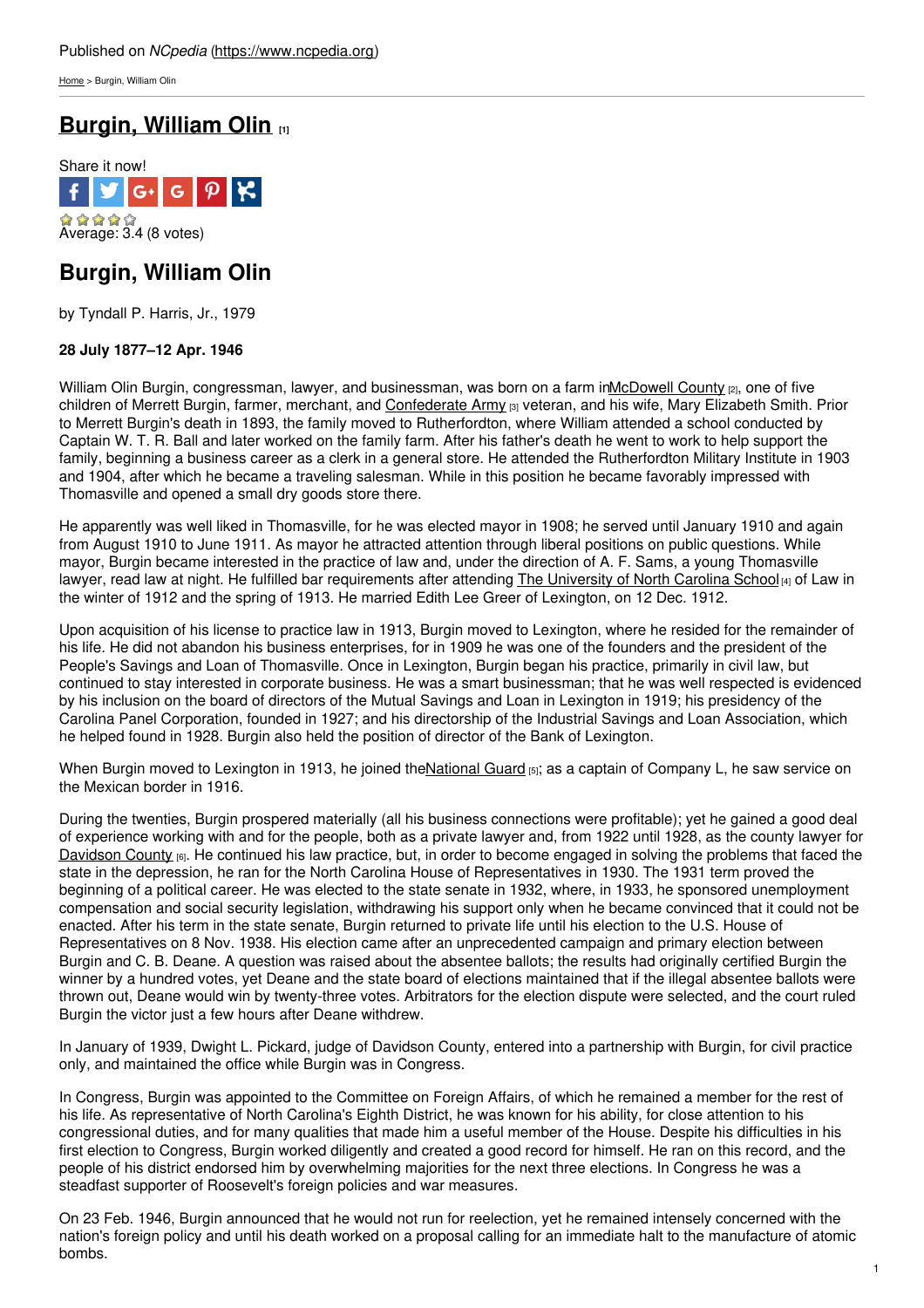Published on *NCpedia* (https://www.ncpedia.org)

Home > Burgin, William Olin

# Burgin, William Olin [1]

Share it now!

Average: 3.4 (8 votes)

## Burgin, William Olin

by Tyndall P. Harris, Jr., 1979

**28 July 1877–12 Apr. 1946**

William Olin Burgin, congressman, lawyer, and businessman, was born on a farm in McDowell County [2], one of five children of Merrett Burgin, farmer, merchant, and Confederate Army [3] veteran, and his wife, Mary Elizabeth Smith. Prior to Merrett Burgin's death in 1893, the family moved to Rutherfordton, where William attended a school conducted by Captain W. T. R. Ball and later worked on the family farm. After his father's death he went to work to help support the family, beginning a business career as a clerk in a general store. He attended the Rutherfordton Military Institute in 1903 and 1904, after which he became a traveling salesman. While in this position he became favorably impressed with Thomasville and opened a small dry goods store there.

He apparently was well liked in Thomasville, for he was elected mayor in 1908; he served until January 1910 and again from August 1910 to June 1911. As mayor he attracted attention through liberal positions on public questions. While mayor, Burgin became interested in the practice of law and, under the direction of A. F. Sams, a young Thomasville lawyer, read law at night. He fulfilled bar requirements after attending The University of North Carolina School [4] of Law in the winter of 1912 and the spring of 1913. He married Edith Lee Greer of Lexington, on 12 Dec. 1912.

Upon acquisition of his license to practice law in 1913, Burgin moved to Lexington, where he resided for the remainder of his life. He did not abandon his business enterprises, for in 1909 he was one of the founders and the president of the People's Savings and Loan of Thomasville. Once in Lexington, Burgin began his practice, primarily in civil law, but continued to stay interested in corporate business. He was a smart businessman; that he was well respected is evidenced by his inclusion on the board of directors of the Mutual Savings and Loan in Lexington in 1919; his presidency of the Carolina Panel Corporation, founded in 1927; and his directorship of the Industrial Savings and Loan Association, which he helped found in 1928. Burgin also held the position of director of the Bank of Lexington.

When Burgin moved to Lexington in 1913, he joined the National Guard [5]; as a captain of Company L, he saw service on the Mexican border in 1916.

During the twenties, Burgin prospered materially (all his business connections were profitable); yet he gained a good deal of experience working with and for the people, both as a private lawyer and, from 1922 until 1928, as the county lawyer for Davidson County [6]. He continued his law practice, but, in order to become engaged in solving the problems that faced the state in the depression, he ran for the North Carolina House of Representatives in 1930. The 1931 term proved the beginning of a political career. He was elected to the state senate in 1932, where, in 1933, he sponsored unemployment compensation and social security legislation, withdrawing his support only when he became convinced that it could not be enacted. After his term in the state senate, Burgin returned to private life until his election to the U.S. House of Representatives on 8 Nov. 1938. His election came after an unprecedented campaign and primary election between Burgin and C. B. Deane. A question was raised about the absentee ballots; the results had originally certified Burgin the winner by a hundred votes, yet Deane and the state board of elections maintained that if the illegal absentee ballots were thrown out, Deane would win by twenty-three votes. Arbitrators for the election dispute were selected, and the court ruled Burgin the victor just a few hours after Deane withdrew.

In January of 1939, Dwight L. Pickard, judge of Davidson County, entered into a partnership with Burgin, for civil practice only, and maintained the office while Burgin was in Congress.

In Congress, Burgin was appointed to the Committee on Foreign Affairs, of which he remained a member for the rest of his life. As representative of North Carolina's Eighth District, he was known for his ability, for close attention to his congressional duties, and for many qualities that made him a useful member of the House. Despite his difficulties in his first election to Congress, Burgin worked diligently and created a good record for himself. He ran on this record, and the people of his district endorsed him by overwhelming majorities for the next three elections. In Congress he was a steadfast supporter of Roosevelt's foreign policies and war measures.

On 23 Feb. 1946, Burgin announced that he would not run for reelection, yet he remained intensely concerned with the nation's foreign policy and until his death worked on a proposal calling for an immediate halt to the manufacture of atomic bombs.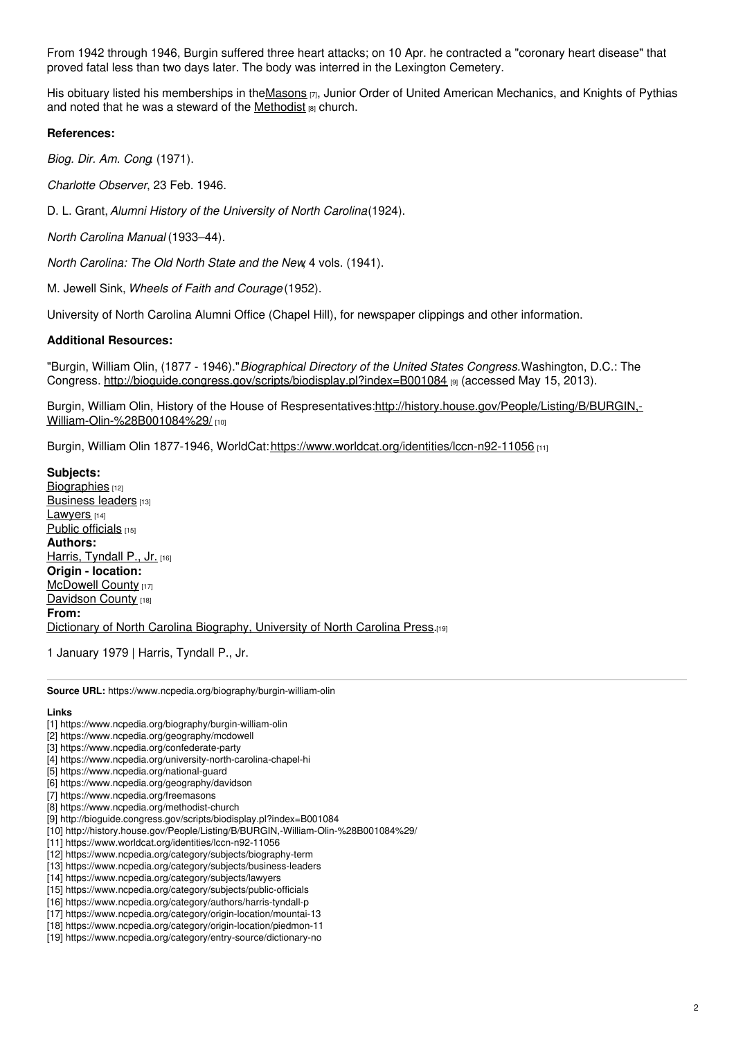From 1942 through 1946, Burgin suffered three heart attacks; on 10 Apr. he contracted a "coronary heart disease" that proved fatal less than two days later. The body was interred in the Lexington Cemetery.

His obituary listed his memberships in theMasons [7], Junior Order of United American Mechanics, and Knights of Pythias and noted that he was a steward of the Methodist [8] church.

**References:**

*Biog. Dir. Am. Cong*. (1971).

*Charlotte Observer*, 23 Feb. 1946.

D. L. Grant, *Alumni History of the University of North Carolina* (1924).

*North Carolina Manual* (1933–44).

*North Carolina: The Old North State and the New*, 4 vols. (1941).

M. Jewell Sink, *Wheels of Faith and Courage* (1952).

University of North Carolina Alumni Office (Chapel Hill), for newspaper clippings and other information.

**Additional Resources:**

"Burgin, William Olin, (1877 - 1946)." *Biographical Directory of the United States Congress.* Washington, D.C.: The Congress. http://bioguide.congress.gov/scripts/biodisplay.pl?index=B001084 [9] (accessed May 15, 2013).

Burgin, William Olin, History of the House of Respresentatives: http://history.house.gov/People/Listing/B/BURGIN,-William-Olin-%28B001084%29/ [10]

Burgin, William Olin 1877-1946, WorldCat: https://www.worldcat.org/identities/lccn-n92-11056 [11]

**Subjects:**
Biographies [12]
Business leaders [13]
Lawyers [14]
Public officials [15]
**Authors:**
Harris, Tyndall P., Jr. [16]
**Origin - location:**
McDowell County [17]
Davidson County [18]
**From:**
Dictionary of North Carolina Biography, University of North Carolina Press.[19]

1 January 1979 | Harris, Tyndall P., Jr.

**Source URL:** https://www.ncpedia.org/biography/burgin-william-olin

**Links**
[1] https://www.ncpedia.org/biography/burgin-william-olin
[2] https://www.ncpedia.org/geography/mcdowell
[3] https://www.ncpedia.org/confederate-party
[4] https://www.ncpedia.org/university-north-carolina-chapel-hi
[5] https://www.ncpedia.org/national-guard
[6] https://www.ncpedia.org/geography/davidson
[7] https://www.ncpedia.org/freemasons
[8] https://www.ncpedia.org/methodist-church
[9] http://bioguide.congress.gov/scripts/biodisplay.pl?index=B001084
[10] http://history.house.gov/People/Listing/B/BURGIN,-William-Olin-%28B001084%29/
[11] https://www.worldcat.org/identities/lccn-n92-11056
[12] https://www.ncpedia.org/category/subjects/biography-term
[13] https://www.ncpedia.org/category/subjects/business-leaders
[14] https://www.ncpedia.org/category/subjects/lawyers
[15] https://www.ncpedia.org/category/subjects/public-officials
[16] https://www.ncpedia.org/category/authors/harris-tyndall-p
[17] https://www.ncpedia.org/category/origin-location/mountai-13
[18] https://www.ncpedia.org/category/origin-location/piedmon-11
[19] https://www.ncpedia.org/category/entry-source/dictionary-no